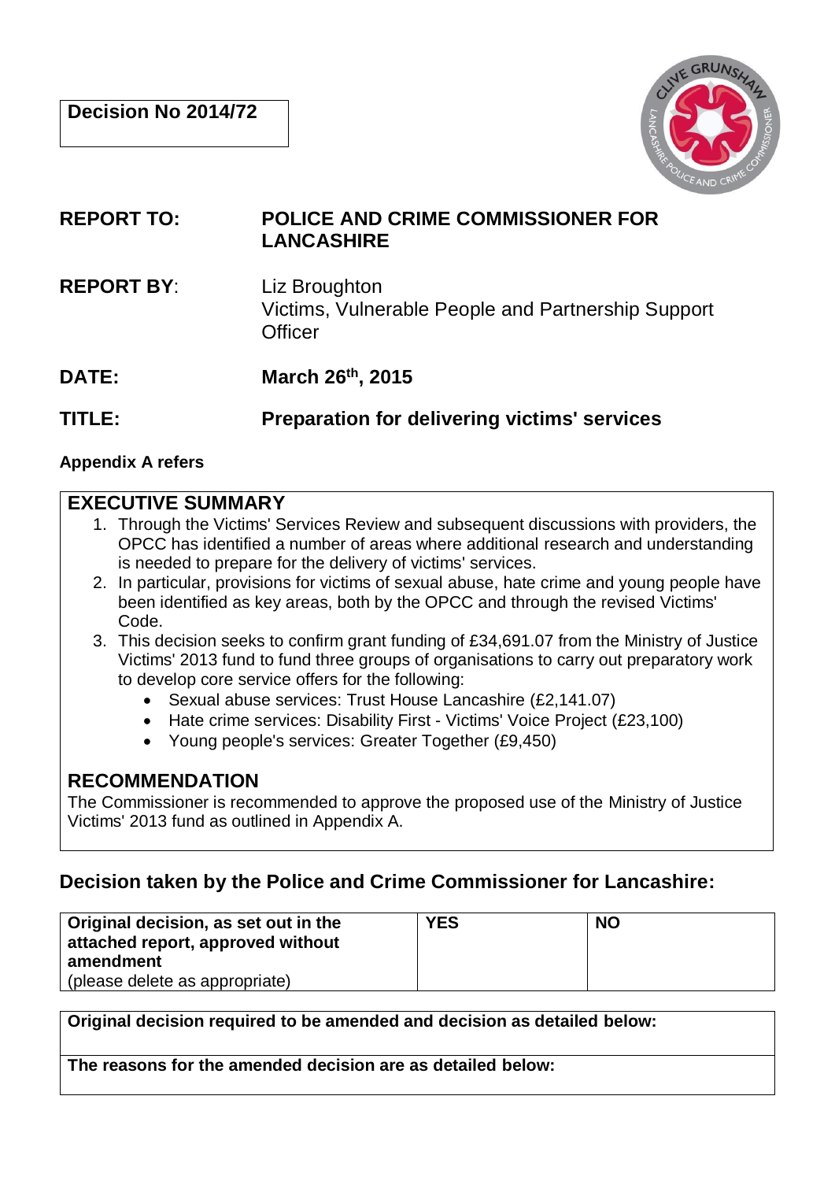**Decision No 2014/72**

| | |
|---|---|
| **REPORT TO:** | **POLICE AND CRIME COMMISSIONER FOR LANCASHIRE** |
| **REPORT BY**: | Liz Broughton<br>Victims, Vulnerable People and Partnership Support Officer |
| **DATE:** | **March 26th, 2015** |
| **TITLE:** | **Preparation for delivering victims' services** |

**Appendix A refers**

## EXECUTIVE SUMMARY

1. Through the Victims' Services Review and subsequent discussions with providers, the OPCC has identified a number of areas where additional research and understanding is needed to prepare for the delivery of victims' services.
2. In particular, provisions for victims of sexual abuse, hate crime and young people have been identified as key areas, both by the OPCC and through the revised Victims' Code.
3. This decision seeks to confirm grant funding of £34,691.07 from the Ministry of Justice Victims' 2013 fund to fund three groups of organisations to carry out preparatory work to develop core service offers for the following:
    - Sexual abuse services: Trust House Lancashire (£2,141.07)
    - Hate crime services: Disability First - Victims' Voice Project (£23,100)
    - Young people's services: Greater Together (£9,450)

## RECOMMENDATION

The Commissioner is recommended to approve the proposed use of the Ministry of Justice Victims' 2013 fund as outlined in Appendix A.

## Decision taken by the Police and Crime Commissioner for Lancashire:

| **Original decision, as set out in the attached report, approved without amendment**<br>(please delete as appropriate) | **YES** | **NO** |
|---|---|---|

| **Original decision required to be amended and decision as detailed below:** |
|---|
| **The reasons for the amended decision are as detailed below:** |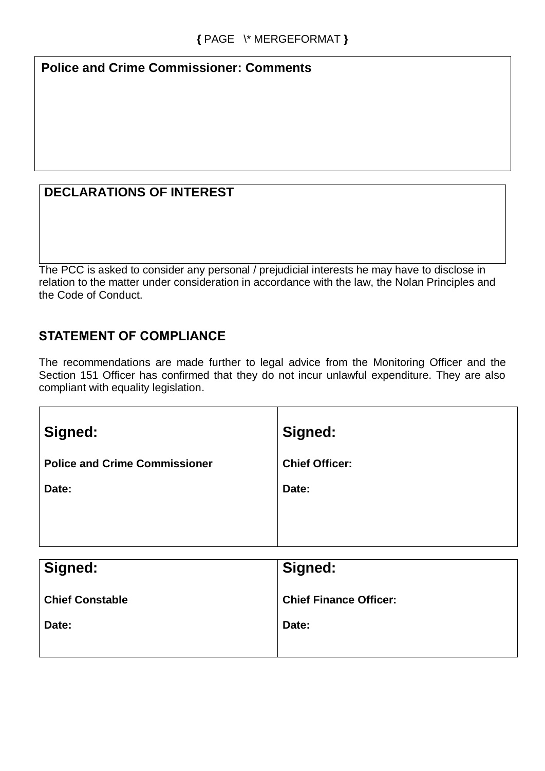**Police and Crime Commissioner: Comments**

**DECLARATIONS OF INTEREST**

The PCC is asked to consider any personal / prejudicial interests he may have to disclose in relation to the matter under consideration in accordance with the law, the Nolan Principles and the Code of Conduct.

## STATEMENT OF COMPLIANCE

The recommendations are made further to legal advice from the Monitoring Officer and the Section 151 Officer has confirmed that they do not incur unlawful expenditure. They are also compliant with equality legislation.

| | |
|---|---|
| **Signed:** | **Signed:** |
| **Police and Crime Commissioner** | **Chief Officer:** |
| **Date:** | **Date:** |

| | |
|---|---|
| **Signed:** | **Signed:** |
| **Chief Constable** | **Chief Finance Officer:** |
| **Date:** | **Date:** |